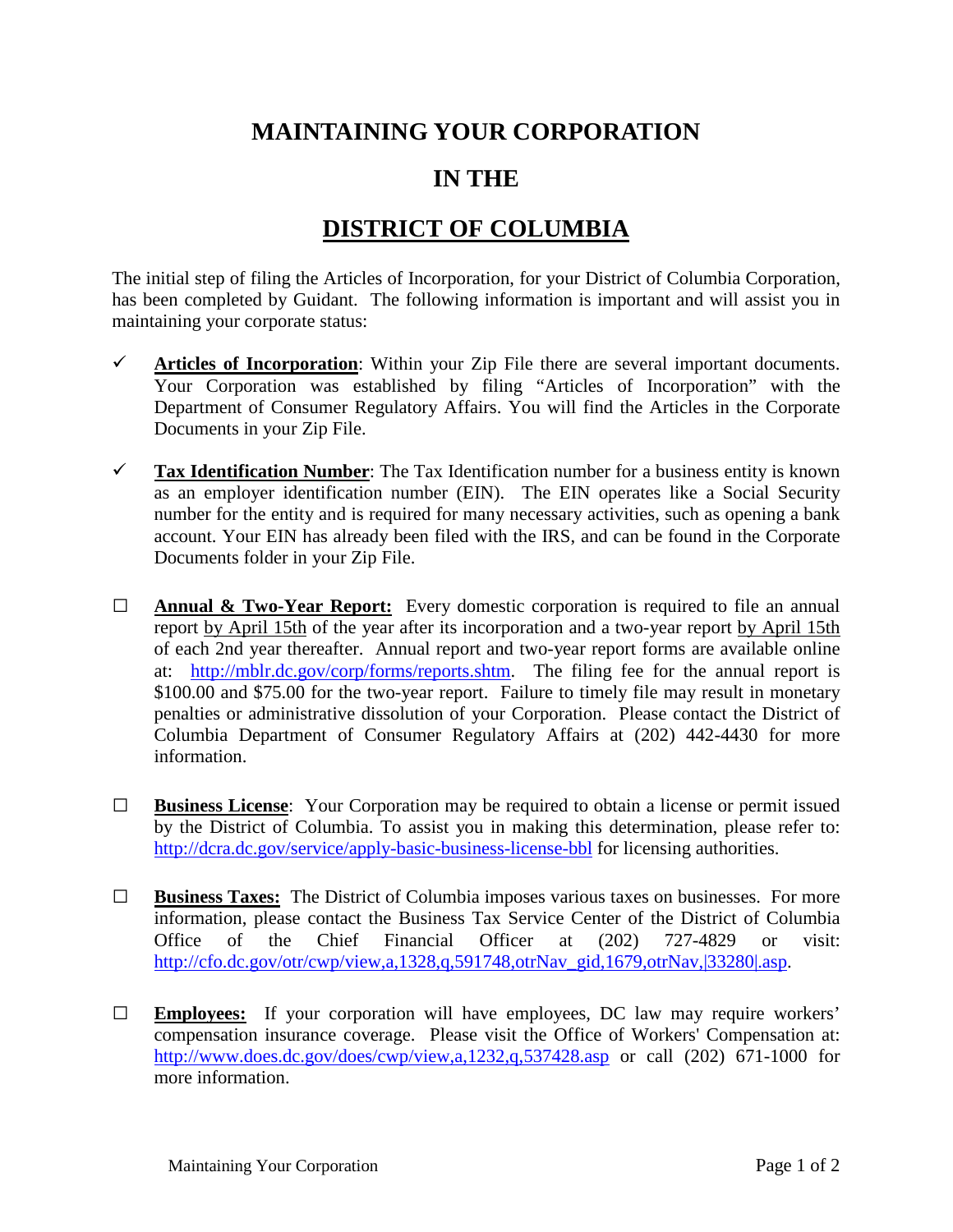# MAINTAINING YOUR CORPORATION

# IN THE

# DISTRICT OF COLUMBIA

The initial step of filing the Articles of Incorporation, for your District of Columbia Corporation, has been completed by Guidant. The following information is important and will assist you in maintaining your corporate status:

- ✓ **Articles of Incorporation**: Within your Zip File there are several important documents. Your Corporation was established by filing "Articles of Incorporation" with the Department of Consumer Regulatory Affairs. You will find the Articles in the Corporate Documents in your Zip File.

- ✓ **Tax Identification Number**: The Tax Identification number for a business entity is known as an employer identification number (EIN). The EIN operates like a Social Security number for the entity and is required for many necessary activities, such as opening a bank account. Your EIN has already been filed with the IRS, and can be found in the Corporate Documents folder in your Zip File.

- ☐ **Annual & Two-Year Report:** Every domestic corporation is required to file an annual report by April 15th of the year after its incorporation and a two-year report by April 15th of each 2nd year thereafter. Annual report and two-year report forms are available online at: http://mblr.dc.gov/corp/forms/reports.shtm. The filing fee for the annual report is $100.00 and $75.00 for the two-year report. Failure to timely file may result in monetary penalties or administrative dissolution of your Corporation. Please contact the District of Columbia Department of Consumer Regulatory Affairs at (202) 442-4430 for more information.

- ☐ **Business License**: Your Corporation may be required to obtain a license or permit issued by the District of Columbia. To assist you in making this determination, please refer to: http://dcra.dc.gov/service/apply-basic-business-license-bbl for licensing authorities.

- ☐ **Business Taxes:** The District of Columbia imposes various taxes on businesses. For more information, please contact the Business Tax Service Center of the District of Columbia Office of the Chief Financial Officer at (202) 727-4829 or visit: http://cfo.dc.gov/otr/cwp/view,a,1328,q,591748,otrNav_gid,1679,otrNav,|33280|.asp.

- ☐ **Employees:** If your corporation will have employees, DC law may require workers' compensation insurance coverage. Please visit the Office of Workers' Compensation at: http://www.does.dc.gov/does/cwp/view,a,1232,q,537428.asp or call (202) 671-1000 for more information.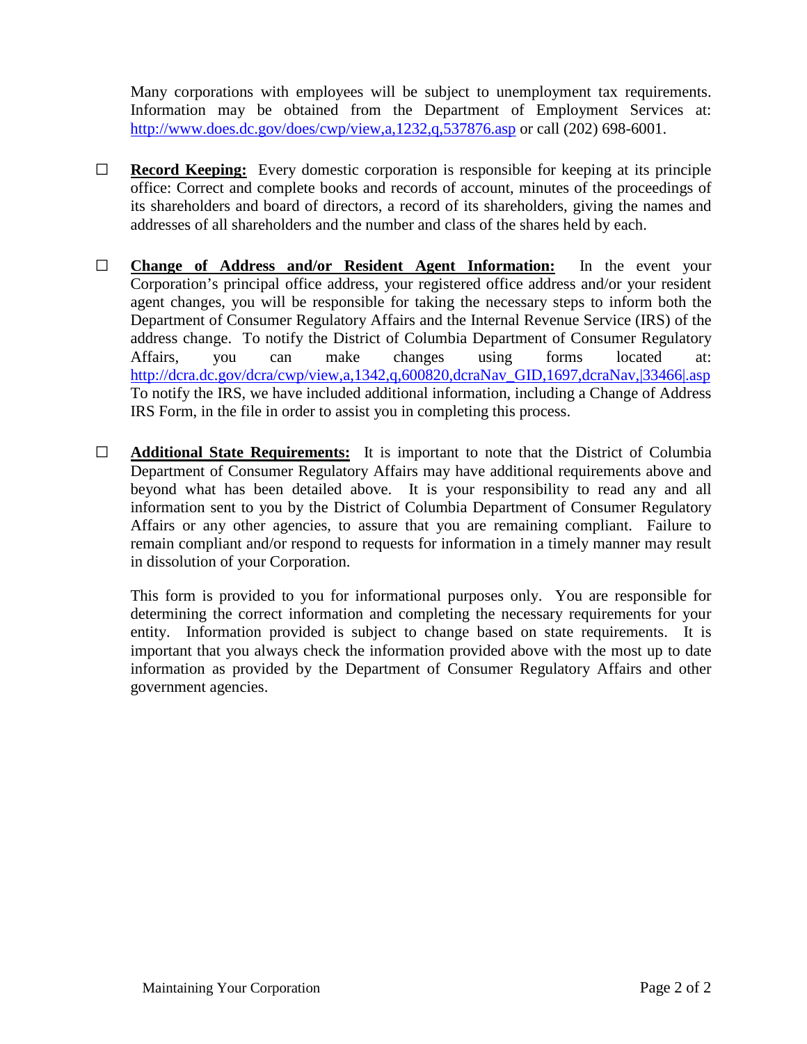Many corporations with employees will be subject to unemployment tax requirements. Information may be obtained from the Department of Employment Services at: http://www.does.dc.gov/does/cwp/view,a,1232,q,537876.asp or call (202) 698-6001.

- ☐ **Record Keeping:** Every domestic corporation is responsible for keeping at its principle office: Correct and complete books and records of account, minutes of the proceedings of its shareholders and board of directors, a record of its shareholders, giving the names and addresses of all shareholders and the number and class of the shares held by each.

- ☐ **Change of Address and/or Resident Agent Information:** In the event your Corporation's principal office address, your registered office address and/or your resident agent changes, you will be responsible for taking the necessary steps to inform both the Department of Consumer Regulatory Affairs and the Internal Revenue Service (IRS) of the address change. To notify the District of Columbia Department of Consumer Regulatory Affairs, you can make changes using forms located at: http://dcra.dc.gov/dcra/cwp/view,a,1342,q,600820,dcraNav_GID,1697,dcraNav,|33466|.asp To notify the IRS, we have included additional information, including a Change of Address IRS Form, in the file in order to assist you in completing this process.

- ☐ **Additional State Requirements:** It is important to note that the District of Columbia Department of Consumer Regulatory Affairs may have additional requirements above and beyond what has been detailed above. It is your responsibility to read any and all information sent to you by the District of Columbia Department of Consumer Regulatory Affairs or any other agencies, to assure that you are remaining compliant. Failure to remain compliant and/or respond to requests for information in a timely manner may result in dissolution of your Corporation.

This form is provided to you for informational purposes only. You are responsible for determining the correct information and completing the necessary requirements for your entity. Information provided is subject to change based on state requirements. It is important that you always check the information provided above with the most up to date information as provided by the Department of Consumer Regulatory Affairs and other government agencies.